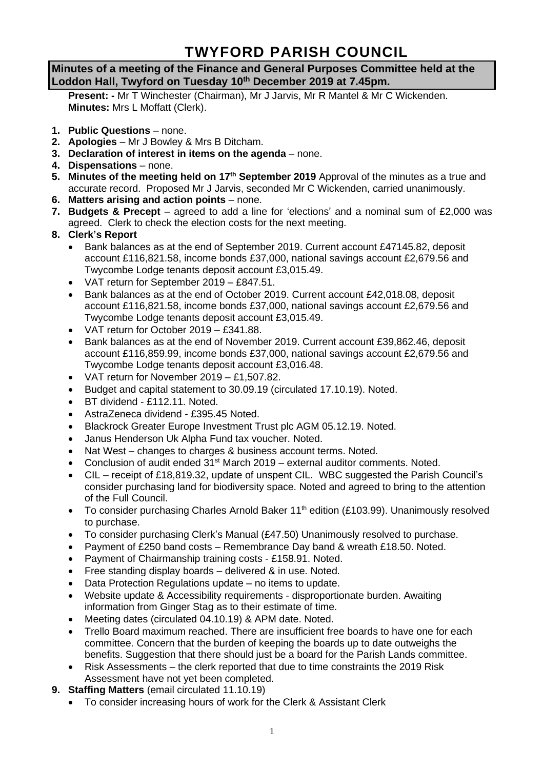# TWYFORD PARISH COUNCIL

**Minutes of a meeting of the Finance and General Purposes Committee held at the Loddon Hall, Twyford on Tuesday 10th December 2019 at 7.45pm.**

**Present: -** Mr T Winchester (Chairman), Mr J Jarvis, Mr R Mantel & Mr C Wickenden.
**Minutes:** Mrs L Moffatt (Clerk).

1. **Public Questions** – none.
2. **Apologies** – Mr J Bowley & Mrs B Ditcham.
3. **Declaration of interest in items on the agenda** – none.
4. **Dispensations** – none.
5. **Minutes of the meeting held on 17th September 2019** Approval of the minutes as a true and accurate record. Proposed Mr J Jarvis, seconded Mr C Wickenden, carried unanimously.
6. **Matters arising and action points** – none.
7. **Budgets & Precept** – agreed to add a line for 'elections' and a nominal sum of £2,000 was agreed. Clerk to check the election costs for the next meeting.
8. **Clerk's Report**
   - Bank balances as at the end of September 2019. Current account £47145.82, deposit account £116,821.58, income bonds £37,000, national savings account £2,679.56 and Twycombe Lodge tenants deposit account £3,015.49.
   - VAT return for September 2019 – £847.51.
   - Bank balances as at the end of October 2019. Current account £42,018.08, deposit account £116,821.58, income bonds £37,000, national savings account £2,679.56 and Twycombe Lodge tenants deposit account £3,015.49.
   - VAT return for October 2019 – £341.88.
   - Bank balances as at the end of November 2019. Current account £39,862.46, deposit account £116,859.99, income bonds £37,000, national savings account £2,679.56 and Twycombe Lodge tenants deposit account £3,016.48.
   - VAT return for November 2019 – £1,507.82.
   - Budget and capital statement to 30.09.19 (circulated 17.10.19). Noted.
   - BT dividend - £112.11. Noted.
   - AstraZeneca dividend - £395.45 Noted.
   - Blackrock Greater Europe Investment Trust plc AGM 05.12.19. Noted.
   - Janus Henderson Uk Alpha Fund tax voucher. Noted.
   - Nat West – changes to charges & business account terms. Noted.
   - Conclusion of audit ended 31st March 2019 – external auditor comments. Noted.
   - CIL – receipt of £18,819.32, update of unspent CIL. WBC suggested the Parish Council's consider purchasing land for biodiversity space. Noted and agreed to bring to the attention of the Full Council.
   - To consider purchasing Charles Arnold Baker 11th edition (£103.99). Unanimously resolved to purchase.
   - To consider purchasing Clerk's Manual (£47.50) Unanimously resolved to purchase.
   - Payment of £250 band costs – Remembrance Day band & wreath £18.50. Noted.
   - Payment of Chairmanship training costs - £158.91. Noted.
   - Free standing display boards – delivered & in use. Noted.
   - Data Protection Regulations update – no items to update.
   - Website update & Accessibility requirements - disproportionate burden. Awaiting information from Ginger Stag as to their estimate of time.
   - Meeting dates (circulated 04.10.19) & APM date. Noted.
   - Trello Board maximum reached. There are insufficient free boards to have one for each committee. Concern that the burden of keeping the boards up to date outweighs the benefits. Suggestion that there should just be a board for the Parish Lands committee.
   - Risk Assessments – the clerk reported that due to time constraints the 2019 Risk Assessment have not yet been completed.
9. **Staffing Matters** (email circulated 11.10.19)
   - To consider increasing hours of work for the Clerk & Assistant Clerk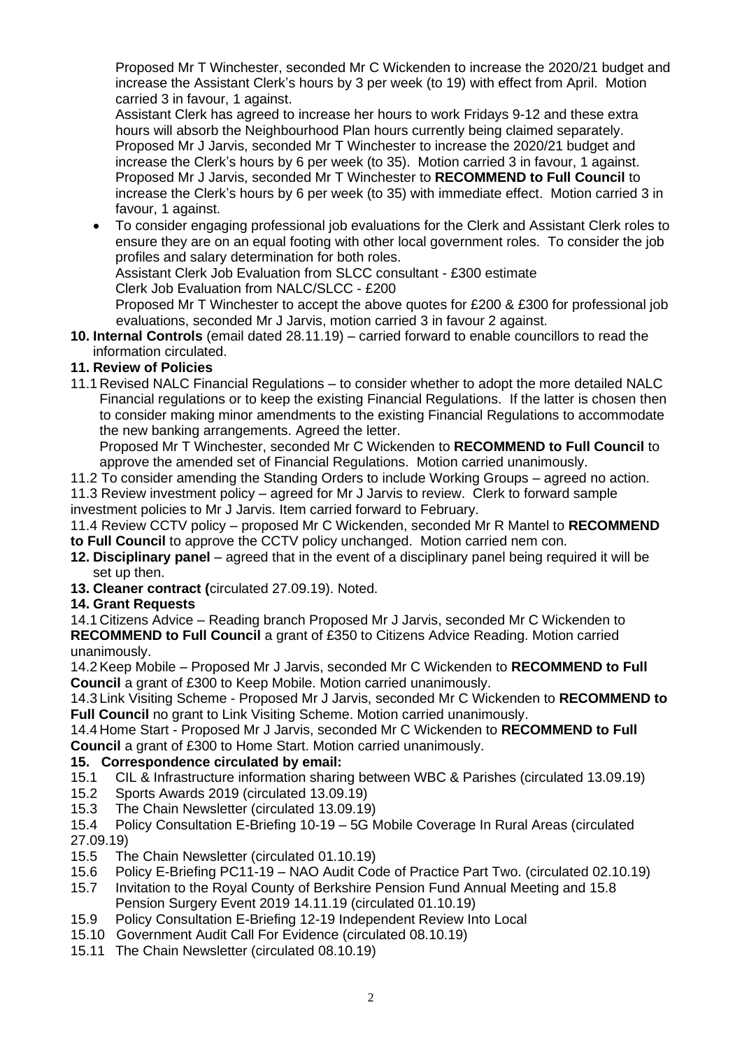Proposed Mr T Winchester, seconded Mr C Wickenden to increase the 2020/21 budget and increase the Assistant Clerk's hours by 3 per week (to 19) with effect from April. Motion carried 3 in favour, 1 against.
Assistant Clerk has agreed to increase her hours to work Fridays 9-12 and these extra hours will absorb the Neighbourhood Plan hours currently being claimed separately.
Proposed Mr J Jarvis, seconded Mr T Winchester to increase the 2020/21 budget and increase the Clerk's hours by 6 per week (to 35). Motion carried 3 in favour, 1 against.
Proposed Mr J Jarvis, seconded Mr T Winchester to **RECOMMEND to Full Council** to increase the Clerk's hours by 6 per week (to 35) with immediate effect. Motion carried 3 in favour, 1 against.

- To consider engaging professional job evaluations for the Clerk and Assistant Clerk roles to ensure they are on an equal footing with other local government roles. To consider the job profiles and salary determination for both roles.
  Assistant Clerk Job Evaluation from SLCC consultant - £300 estimate
  Clerk Job Evaluation from NALC/SLCC - £200
  Proposed Mr T Winchester to accept the above quotes for £200 & £300 for professional job evaluations, seconded Mr J Jarvis, motion carried 3 in favour 2 against.

**10. Internal Controls** (email dated 28.11.19) – carried forward to enable councillors to read the information circulated.

**11. Review of Policies**

11.1 Revised NALC Financial Regulations – to consider whether to adopt the more detailed NALC Financial regulations or to keep the existing Financial Regulations. If the latter is chosen then to consider making minor amendments to the existing Financial Regulations to accommodate the new banking arrangements. Agreed the letter.
Proposed Mr T Winchester, seconded Mr C Wickenden to **RECOMMEND to Full Council** to approve the amended set of Financial Regulations. Motion carried unanimously.

11.2 To consider amending the Standing Orders to include Working Groups – agreed no action.

11.3 Review investment policy – agreed for Mr J Jarvis to review. Clerk to forward sample investment policies to Mr J Jarvis. Item carried forward to February.

11.4 Review CCTV policy – proposed Mr C Wickenden, seconded Mr R Mantel to **RECOMMEND to Full Council** to approve the CCTV policy unchanged. Motion carried nem con.

**12. Disciplinary panel** – agreed that in the event of a disciplinary panel being required it will be set up then.

**13. Cleaner contract (**circulated 27.09.19). Noted.

**14. Grant Requests**

14.1 Citizens Advice – Reading branch Proposed Mr J Jarvis, seconded Mr C Wickenden to **RECOMMEND to Full Council** a grant of £350 to Citizens Advice Reading. Motion carried unanimously.

14.2 Keep Mobile – Proposed Mr J Jarvis, seconded Mr C Wickenden to **RECOMMEND to Full Council** a grant of £300 to Keep Mobile. Motion carried unanimously.

14.3 Link Visiting Scheme - Proposed Mr J Jarvis, seconded Mr C Wickenden to **RECOMMEND to Full Council** no grant to Link Visiting Scheme. Motion carried unanimously.

14.4 Home Start - Proposed Mr J Jarvis, seconded Mr C Wickenden to **RECOMMEND to Full Council** a grant of £300 to Home Start. Motion carried unanimously.

**15. Correspondence circulated by email:**

15.1 CIL & Infrastructure information sharing between WBC & Parishes (circulated 13.09.19)
15.2 Sports Awards 2019 (circulated 13.09.19)
15.3 The Chain Newsletter (circulated 13.09.19)
15.4 Policy Consultation E-Briefing 10-19 – 5G Mobile Coverage In Rural Areas (circulated 27.09.19)
15.5 The Chain Newsletter (circulated 01.10.19)
15.6 Policy E-Briefing PC11-19 – NAO Audit Code of Practice Part Two. (circulated 02.10.19)
15.7 Invitation to the Royal County of Berkshire Pension Fund Annual Meeting and 15.8 Pension Surgery Event 2019 14.11.19 (circulated 01.10.19)
15.9 Policy Consultation E-Briefing 12-19 Independent Review Into Local
15.10 Government Audit Call For Evidence (circulated 08.10.19)
15.11 The Chain Newsletter (circulated 08.10.19)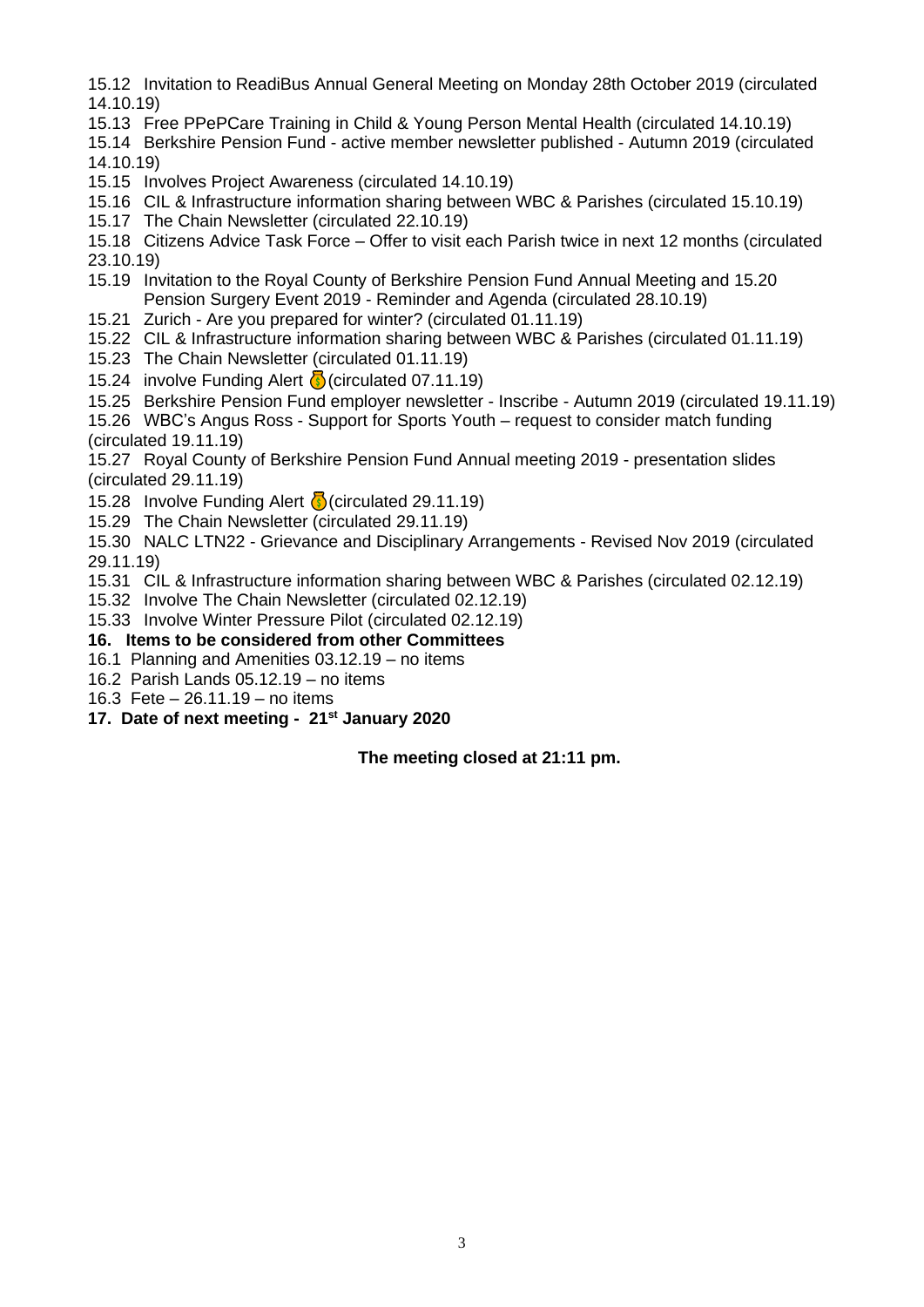15.12 Invitation to ReadiBus Annual General Meeting on Monday 28th October 2019 (circulated 14.10.19)

15.13 Free PPePCare Training in Child & Young Person Mental Health (circulated 14.10.19)

15.14 Berkshire Pension Fund - active member newsletter published - Autumn 2019 (circulated 14.10.19)

15.15 Involves Project Awareness (circulated 14.10.19)

15.16 CIL & Infrastructure information sharing between WBC & Parishes (circulated 15.10.19)

15.17 The Chain Newsletter (circulated 22.10.19)

15.18 Citizens Advice Task Force – Offer to visit each Parish twice in next 12 months (circulated 23.10.19)

15.19 Invitation to the Royal County of Berkshire Pension Fund Annual Meeting and 15.20 Pension Surgery Event 2019 - Reminder and Agenda (circulated 28.10.19)

15.21 Zurich - Are you prepared for winter? (circulated 01.11.19)

15.22 CIL & Infrastructure information sharing between WBC & Parishes (circulated 01.11.19)

15.23 The Chain Newsletter (circulated 01.11.19)

15.24 involve Funding Alert 💰(circulated 07.11.19)

15.25 Berkshire Pension Fund employer newsletter - Inscribe - Autumn 2019 (circulated 19.11.19)

15.26 WBC's Angus Ross - Support for Sports Youth – request to consider match funding (circulated 19.11.19)

15.27 Royal County of Berkshire Pension Fund Annual meeting 2019 - presentation slides (circulated 29.11.19)

15.28 Involve Funding Alert 💰(circulated 29.11.19)

15.29 The Chain Newsletter (circulated 29.11.19)

15.30 NALC LTN22 - Grievance and Disciplinary Arrangements - Revised Nov 2019 (circulated 29.11.19)

15.31 CIL & Infrastructure information sharing between WBC & Parishes (circulated 02.12.19)

15.32 Involve The Chain Newsletter (circulated 02.12.19)

15.33 Involve Winter Pressure Pilot (circulated 02.12.19)

**16. Items to be considered from other Committees**

16.1 Planning and Amenities 03.12.19 – no items

16.2 Parish Lands 05.12.19 – no items

16.3 Fete – 26.11.19 – no items

**17. Date of next meeting - 21st January 2020**

**The meeting closed at 21:11 pm.**